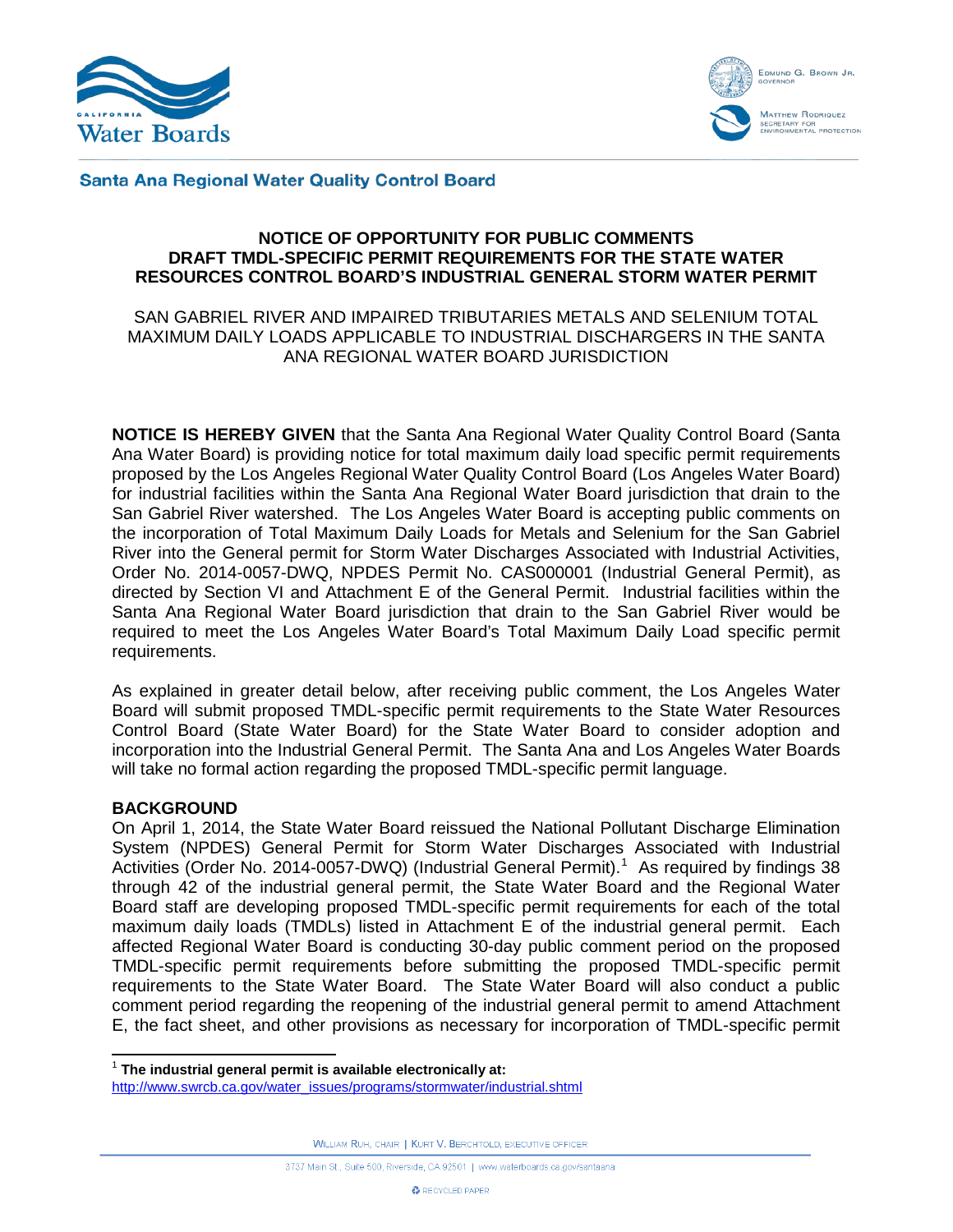Santa Ana Regional Water Quality Control Board

**NOTICE OF OPPORTUNITY FOR PUBLIC COMMENTS**
**DRAFT TMDL-SPECIFIC PERMIT REQUIREMENTS FOR THE STATE WATER RESOURCES CONTROL BOARD'S INDUSTRIAL GENERAL STORM WATER PERMIT**

SAN GABRIEL RIVER AND IMPAIRED TRIBUTARIES METALS AND SELENIUM TOTAL MAXIMUM DAILY LOADS APPLICABLE TO INDUSTRIAL DISCHARGERS IN THE SANTA ANA REGIONAL WATER BOARD JURISDICTION

**NOTICE IS HEREBY GIVEN** that the Santa Ana Regional Water Quality Control Board (Santa Ana Water Board) is providing notice for total maximum daily load specific permit requirements proposed by the Los Angeles Regional Water Quality Control Board (Los Angeles Water Board) for industrial facilities within the Santa Ana Regional Water Board jurisdiction that drain to the San Gabriel River watershed. The Los Angeles Water Board is accepting public comments on the incorporation of Total Maximum Daily Loads for Metals and Selenium for the San Gabriel River into the General permit for Storm Water Discharges Associated with Industrial Activities, Order No. 2014-0057-DWQ, NPDES Permit No. CAS000001 (Industrial General Permit), as directed by Section VI and Attachment E of the General Permit. Industrial facilities within the Santa Ana Regional Water Board jurisdiction that drain to the San Gabriel River would be required to meet the Los Angeles Water Board's Total Maximum Daily Load specific permit requirements.

As explained in greater detail below, after receiving public comment, the Los Angeles Water Board will submit proposed TMDL-specific permit requirements to the State Water Resources Control Board (State Water Board) for the State Water Board to consider adoption and incorporation into the Industrial General Permit. The Santa Ana and Los Angeles Water Boards will take no formal action regarding the proposed TMDL-specific permit language.

**BACKGROUND**

On April 1, 2014, the State Water Board reissued the National Pollutant Discharge Elimination System (NPDES) General Permit for Storm Water Discharges Associated with Industrial Activities (Order No. 2014-0057-DWQ) (Industrial General Permit).[1] As required by findings 38 through 42 of the industrial general permit, the State Water Board and the Regional Water Board staff are developing proposed TMDL-specific permit requirements for each of the total maximum daily loads (TMDLs) listed in Attachment E of the industrial general permit. Each affected Regional Water Board is conducting 30-day public comment period on the proposed TMDL-specific permit requirements before submitting the proposed TMDL-specific permit requirements to the State Water Board. The State Water Board will also conduct a public comment period regarding the reopening of the industrial general permit to amend Attachment E, the fact sheet, and other provisions as necessary for incorporation of TMDL-specific permit

[1] **The industrial general permit is available electronically at:** http://www.swrcb.ca.gov/water_issues/programs/stormwater/industrial.shtml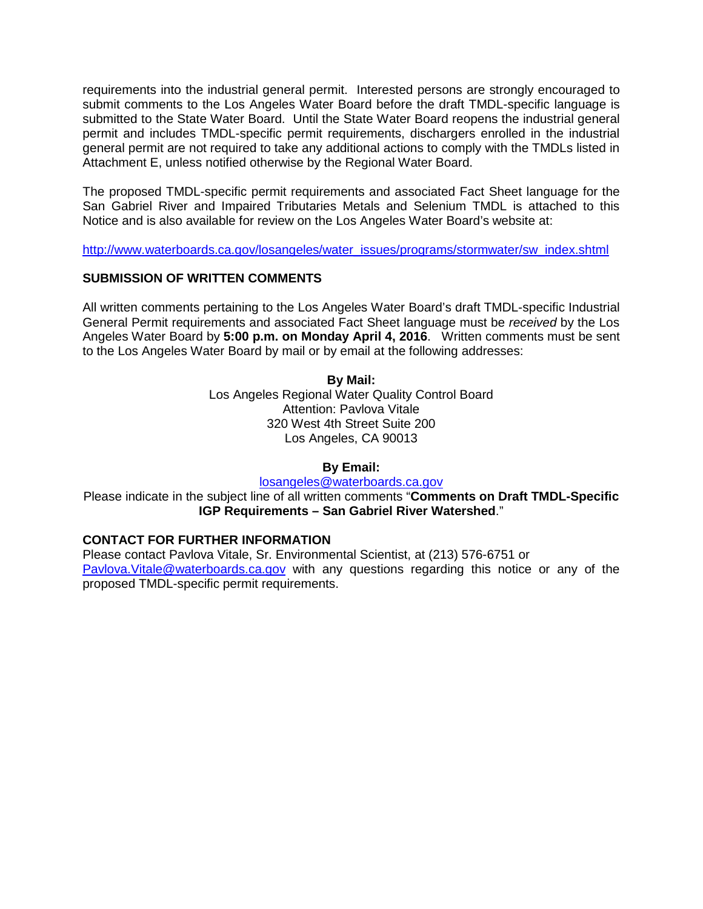requirements into the industrial general permit. Interested persons are strongly encouraged to submit comments to the Los Angeles Water Board before the draft TMDL-specific language is submitted to the State Water Board. Until the State Water Board reopens the industrial general permit and includes TMDL-specific permit requirements, dischargers enrolled in the industrial general permit are not required to take any additional actions to comply with the TMDLs listed in Attachment E, unless notified otherwise by the Regional Water Board.

The proposed TMDL-specific permit requirements and associated Fact Sheet language for the San Gabriel River and Impaired Tributaries Metals and Selenium TMDL is attached to this Notice and is also available for review on the Los Angeles Water Board's website at:

http://www.waterboards.ca.gov/losangeles/water_issues/programs/stormwater/sw_index.shtml

## SUBMISSION OF WRITTEN COMMENTS

All written comments pertaining to the Los Angeles Water Board's draft TMDL-specific Industrial General Permit requirements and associated Fact Sheet language must be *received* by the Los Angeles Water Board by **5:00 p.m. on Monday April 4, 2016**. Written comments must be sent to the Los Angeles Water Board by mail or by email at the following addresses:

**By Mail:**
Los Angeles Regional Water Quality Control Board
Attention: Pavlova Vitale
320 West 4th Street Suite 200
Los Angeles, CA 90013

**By Email:**
losangeles@waterboards.ca.gov
Please indicate in the subject line of all written comments "**Comments on Draft TMDL-Specific IGP Requirements – San Gabriel River Watershed**."

## CONTACT FOR FURTHER INFORMATION

Please contact Pavlova Vitale, Sr. Environmental Scientist, at (213) 576-6751 or Pavlova.Vitale@waterboards.ca.gov with any questions regarding this notice or any of the proposed TMDL-specific permit requirements.